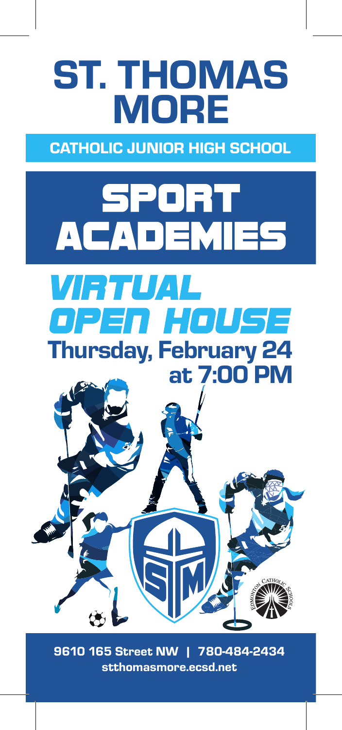# ST. THOMAS MORE

## CATHOLIC JUNIOR HIGH SCHOOL

# SPORT ACADEMIES

## *VIRTUAL OPEN HOUSE*

**Thursday, February 24 at 7:00 PM**

STM

Edmonton Catholic Schools

**9610 165 Street NW | 780-484-2434**

**stthomasmore.ecsd.net**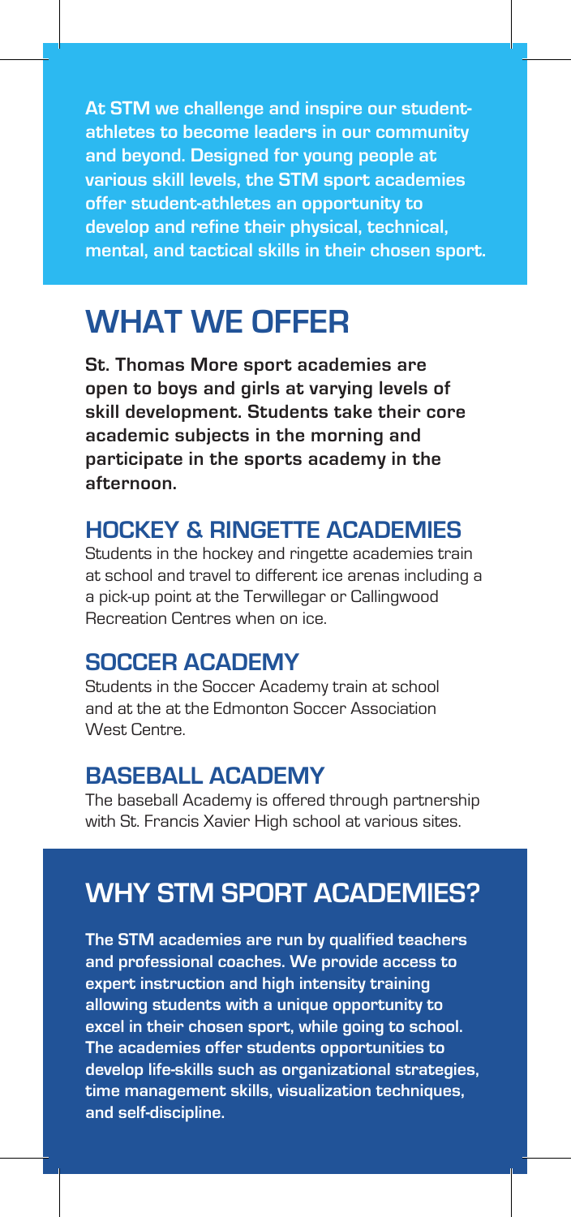**At STM we challenge and inspire our student-athletes to become leaders in our community and beyond. Designed for young people at various skill levels, the STM sport academies offer student-athletes an opportunity to develop and refine their physical, technical, mental, and tactical skills in their chosen sport.**

# WHAT WE OFFER

**St. Thomas More sport academies are open to boys and girls at varying levels of skill development. Students take their core academic subjects in the morning and participate in the sports academy in the afternoon.**

## HOCKEY & RINGETTE ACADEMIES

Students in the hockey and ringette academies train at school and travel to different ice arenas including a a pick-up point at the Terwillegar or Callingwood Recreation Centres when on ice.

## SOCCER ACADEMY

Students in the Soccer Academy train at school and at the at the Edmonton Soccer Association West Centre.

## BASEBALL ACADEMY

The baseball Academy is offered through partnership with St. Francis Xavier High school at various sites.

## WHY STM SPORT ACADEMIES?

**The STM academies are run by qualified teachers and professional coaches. We provide access to expert instruction and high intensity training allowing students with a unique opportunity to excel in their chosen sport, while going to school. The academies offer students opportunities to develop life-skills such as organizational strategies, time management skills, visualization techniques, and self-discipline.**